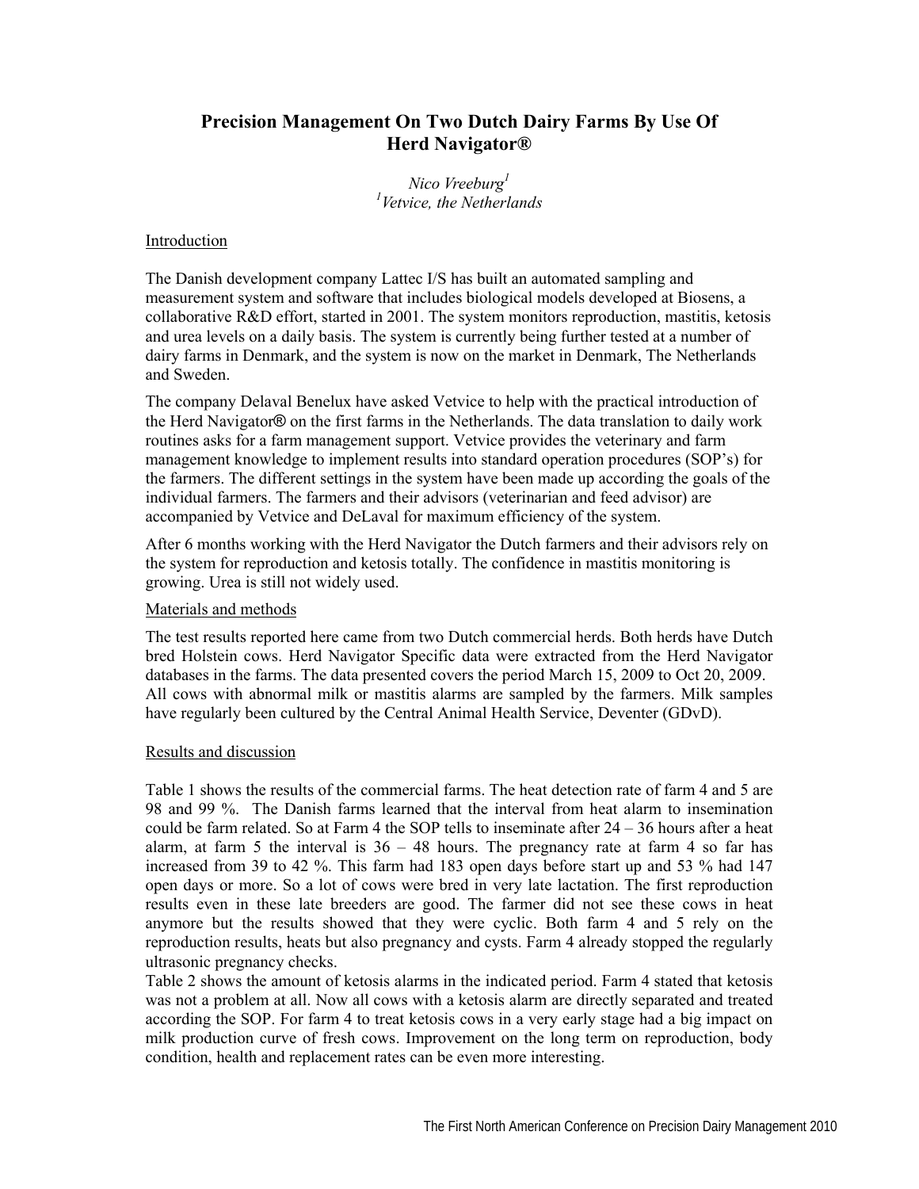# Precision Management On Two Dutch Dairy Farms By Use Of Herd Navigator®

*Nico Vreeburg*[1]
[1]*Vetvice, the Netherlands*

## Introduction

The Danish development company Lattec I/S has built an automated sampling and measurement system and software that includes biological models developed at Biosens, a collaborative R&D effort, started in 2001. The system monitors reproduction, mastitis, ketosis and urea levels on a daily basis. The system is currently being further tested at a number of dairy farms in Denmark, and the system is now on the market in Denmark, The Netherlands and Sweden.

The company Delaval Benelux have asked Vetvice to help with the practical introduction of the Herd Navigator® on the first farms in the Netherlands. The data translation to daily work routines asks for a farm management support. Vetvice provides the veterinary and farm management knowledge to implement results into standard operation procedures (SOP's) for the farmers. The different settings in the system have been made up according the goals of the individual farmers. The farmers and their advisors (veterinarian and feed advisor) are accompanied by Vetvice and DeLaval for maximum efficiency of the system.

After 6 months working with the Herd Navigator the Dutch farmers and their advisors rely on the system for reproduction and ketosis totally. The confidence in mastitis monitoring is growing. Urea is still not widely used.

## Materials and methods

The test results reported here came from two Dutch commercial herds. Both herds have Dutch bred Holstein cows. Herd Navigator Specific data were extracted from the Herd Navigator databases in the farms. The data presented covers the period March 15, 2009 to Oct 20, 2009. All cows with abnormal milk or mastitis alarms are sampled by the farmers. Milk samples have regularly been cultured by the Central Animal Health Service, Deventer (GDvD).

## Results and discussion

Table 1 shows the results of the commercial farms. The heat detection rate of farm 4 and 5 are 98 and 99 %. The Danish farms learned that the interval from heat alarm to insemination could be farm related. So at Farm 4 the SOP tells to inseminate after 24 – 36 hours after a heat alarm, at farm 5 the interval is 36 – 48 hours. The pregnancy rate at farm 4 so far has increased from 39 to 42 %. This farm had 183 open days before start up and 53 % had 147 open days or more. So a lot of cows were bred in very late lactation. The first reproduction results even in these late breeders are good. The farmer did not see these cows in heat anymore but the results showed that they were cyclic. Both farm 4 and 5 rely on the reproduction results, heats but also pregnancy and cysts. Farm 4 already stopped the regularly ultrasonic pregnancy checks.

Table 2 shows the amount of ketosis alarms in the indicated period. Farm 4 stated that ketosis was not a problem at all. Now all cows with a ketosis alarm are directly separated and treated according the SOP. For farm 4 to treat ketosis cows in a very early stage had a big impact on milk production curve of fresh cows. Improvement on the long term on reproduction, body condition, health and replacement rates can be even more interesting.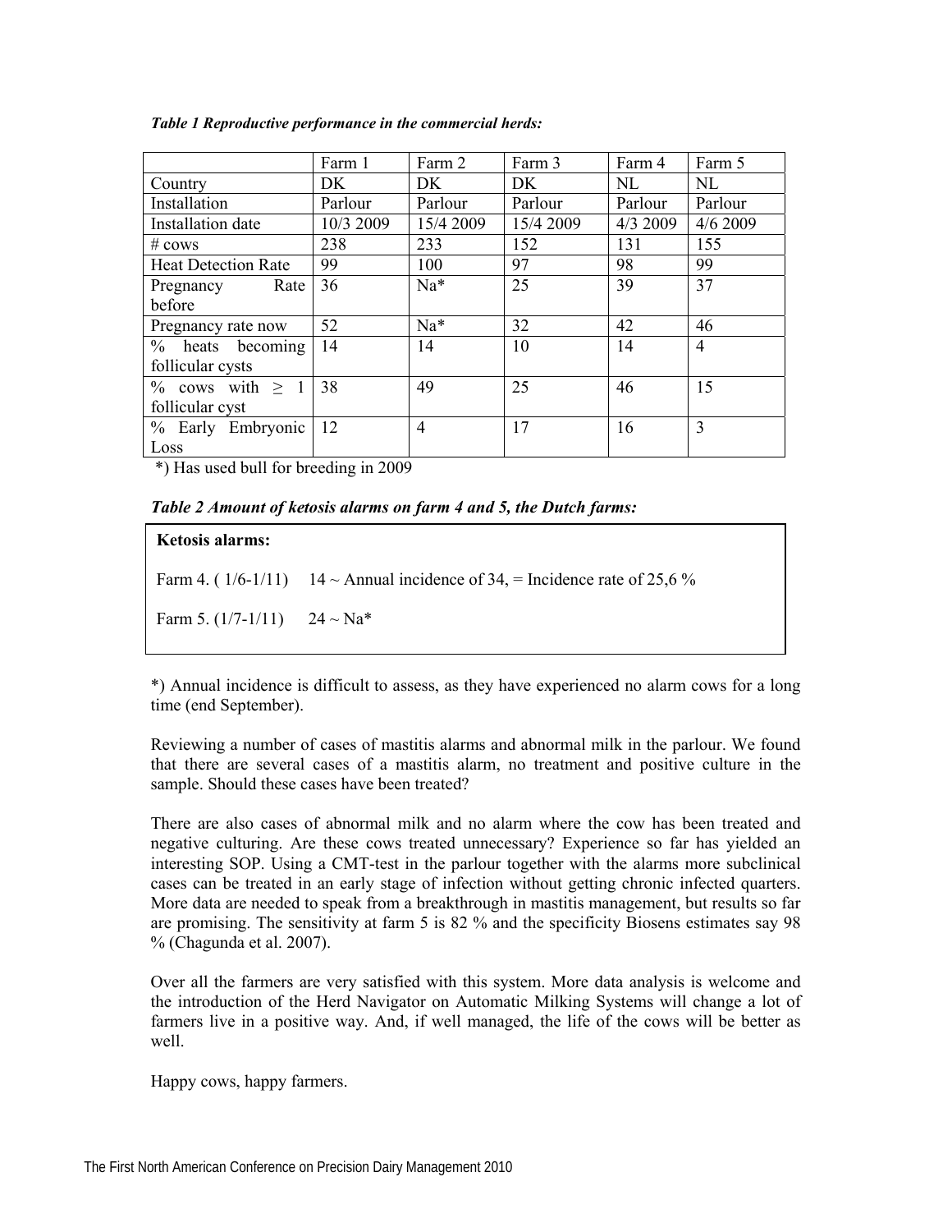*Table 1 Reproductive performance in the commercial herds:*

| | Farm 1 | Farm 2 | Farm 3 | Farm 4 | Farm 5 |
|---|---|---|---|---|---|
| Country | DK | DK | DK | NL | NL |
| Installation | Parlour | Parlour | Parlour | Parlour | Parlour |
| Installation date | 10/3 2009 | 15/4 2009 | 15/4 2009 | 4/3 2009 | 4/6 2009 |
| # cows | 238 | 233 | 152 | 131 | 155 |
| Heat Detection Rate | 99 | 100 | 97 | 98 | 99 |
| Pregnancy Rate before | 36 | Na* | 25 | 39 | 37 |
| Pregnancy rate now | 52 | Na* | 32 | 42 | 46 |
| % heats becoming follicular cysts | 14 | 14 | 10 | 14 | 4 |
| % cows with ≥ 1 follicular cyst | 38 | 49 | 25 | 46 | 15 |
| % Early Embryonic Loss | 12 | 4 | 17 | 16 | 3 |

*) Has used bull for breeding in 2009

***Table 2 Amount of ketosis alarms on farm 4 and 5, the Dutch farms:***

**Ketosis alarms:**

Farm 4. ( 1/6-1/11) 14 ~ Annual incidence of 34, = Incidence rate of 25,6 %

Farm 5. (1/7-1/11) 24 ~ Na*

*) Annual incidence is difficult to assess, as they have experienced no alarm cows for a long time (end September).

Reviewing a number of cases of mastitis alarms and abnormal milk in the parlour. We found that there are several cases of a mastitis alarm, no treatment and positive culture in the sample. Should these cases have been treated?

There are also cases of abnormal milk and no alarm where the cow has been treated and negative culturing. Are these cows treated unnecessary? Experience so far has yielded an interesting SOP. Using a CMT-test in the parlour together with the alarms more subclinical cases can be treated in an early stage of infection without getting chronic infected quarters. More data are needed to speak from a breakthrough in mastitis management, but results so far are promising. The sensitivity at farm 5 is 82 % and the specificity Biosens estimates say 98 % (Chagunda et al. 2007).

Over all the farmers are very satisfied with this system. More data analysis is welcome and the introduction of the Herd Navigator on Automatic Milking Systems will change a lot of farmers live in a positive way. And, if well managed, the life of the cows will be better as well.

Happy cows, happy farmers.